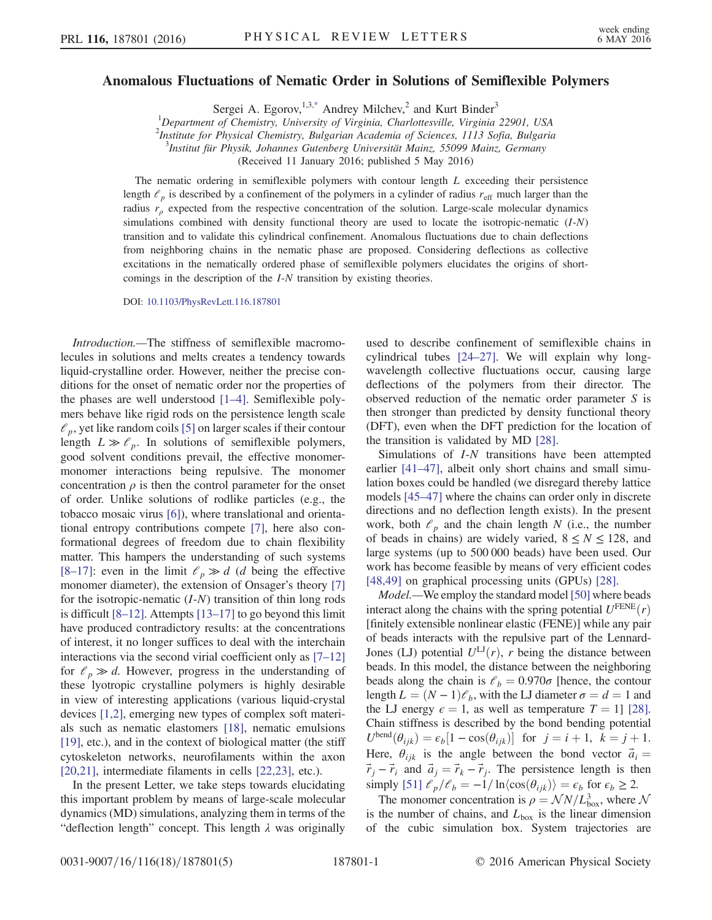# Anomalous Fluctuations of Nematic Order in Solutions of Semiflexible Polymers

Sergei A. Egorov,[1,3,*] Andrey Milchev,[2] and Kurt Binder[3]

[1]Department of Chemistry, University of Virginia, Charlottesville, Virginia 22901, USA
[2]Institute for Physical Chemistry, Bulgarian Academia of Sciences, 1113 Sofia, Bulgaria
[3]Institut für Physik, Johannes Gutenberg Universität Mainz, 55099 Mainz, Germany

(Received 11 January 2016; published 5 May 2016)

The nematic ordering in semiflexible polymers with contour length $L$ exceeding their persistence length $\ell_p$ is described by a confinement of the polymers in a cylinder of radius $r_{\rm eff}$ much larger than the radius $r_\rho$ expected from the respective concentration of the solution. Large-scale molecular dynamics simulations combined with density functional theory are used to locate the isotropic-nematic ($I$-$N$) transition and to validate this cylindrical confinement. Anomalous fluctuations due to chain deflections from neighboring chains in the nematic phase are proposed. Considering deflections as collective excitations in the nematically ordered phase of semiflexible polymers elucidates the origins of shortcomings in the description of the $I$-$N$ transition by existing theories.

DOI: 10.1103/PhysRevLett.116.187801

*Introduction.*—The stiffness of semiflexible macromolecules in solutions and melts creates a tendency towards liquid-crystalline order. However, neither the precise conditions for the onset of nematic order nor the properties of the phases are well understood [1–4]. Semiflexible polymers behave like rigid rods on the persistence length scale $\ell_p$, yet like random coils [5] on larger scales if their contour length $L \gg \ell_p$. In solutions of semiflexible polymers, good solvent conditions prevail, the effective monomer-monomer interactions being repulsive. The monomer concentration $\rho$ is then the control parameter for the onset of order. Unlike solutions of rodlike particles (e.g., the tobacco mosaic virus [6]), where translational and orientational entropy contributions compete [7], here also conformational degrees of freedom due to chain flexibility matter. This hampers the understanding of such systems [8–17]: even in the limit $\ell_p \gg d$ ($d$ being the effective monomer diameter), the extension of Onsager's theory [7] for the isotropic-nematic ($I$-$N$) transition of thin long rods is difficult [8–12]. Attempts [13–17] to go beyond this limit have produced contradictory results: at the concentrations of interest, it no longer suffices to deal with the interchain interactions via the second virial coefficient only as [7–12] for $\ell_p \gg d$. However, progress in the understanding of these lyotropic crystalline polymers is highly desirable in view of interesting applications (various liquid-crystal devices [1,2], emerging new types of complex soft materials such as nematic elastomers [18], nematic emulsions [19], etc.), and in the context of biological matter (the stiff cytoskeleton networks, neurofilaments within the axon [20,21], intermediate filaments in cells [22,23], etc.).

In the present Letter, we take steps towards elucidating this important problem by means of large-scale molecular dynamics (MD) simulations, analyzing them in terms of the "deflection length" concept. This length $\lambda$ was originally used to describe confinement of semiflexible chains in cylindrical tubes [24–27]. We will explain why long-wavelength collective fluctuations occur, causing large deflections of the polymers from their director. The observed reduction of the nematic order parameter $S$ is then stronger than predicted by density functional theory (DFT), even when the DFT prediction for the location of the transition is validated by MD [28].

Simulations of $I$-$N$ transitions have been attempted earlier [41–47], albeit only short chains and small simulation boxes could be handled (we disregard thereby lattice models [45–47] where the chains can order only in discrete directions and no deflection length exists). In the present work, both $\ell_p$ and the chain length $N$ (i.e., the number of beads in chains) are widely varied, $8 \leq N \leq 128$, and large systems (up to 500 000 beads) have been used. Our work has become feasible by means of very efficient codes [48,49] on graphical processing units (GPUs) [28].

*Model.*—We employ the standard model [50] where beads interact along the chains with the spring potential $U^{\rm FENE}(r)$ [finitely extensible nonlinear elastic (FENE)] while any pair of beads interacts with the repulsive part of the Lennard-Jones (LJ) potential $U^{\rm LJ}(r)$, $r$ being the distance between beads. In this model, the distance between the neighboring beads along the chain is $\ell_b = 0.970\sigma$ [hence, the contour length $L = (N-1)\ell_b$, with the LJ diameter $\sigma = d = 1$ and the LJ energy $\epsilon = 1$, as well as temperature $T = 1$] [28]. Chain stiffness is described by the bond bending potential $U^{\rm bend}(\theta_{ijk}) = \epsilon_b[1 - \cos(\theta_{ijk})]$ for $j = i+1$, $k = j+1$. Here, $\theta_{ijk}$ is the angle between the bond vector $\vec{a}_i = \vec{r}_j - \vec{r}_i$ and $\vec{a}_j = \vec{r}_k - \vec{r}_j$. The persistence length is then simply [51] $\ell_p/\ell_b = -1/\ln\langle\cos(\theta_{ijk})\rangle = \epsilon_b$ for $\epsilon_b \geq 2$.

The monomer concentration is $\rho = \mathcal{N}N/L_{\rm box}^3$, where $\mathcal{N}$ is the number of chains, and $L_{\rm box}$ is the linear dimension of the cubic simulation box. System trajectories are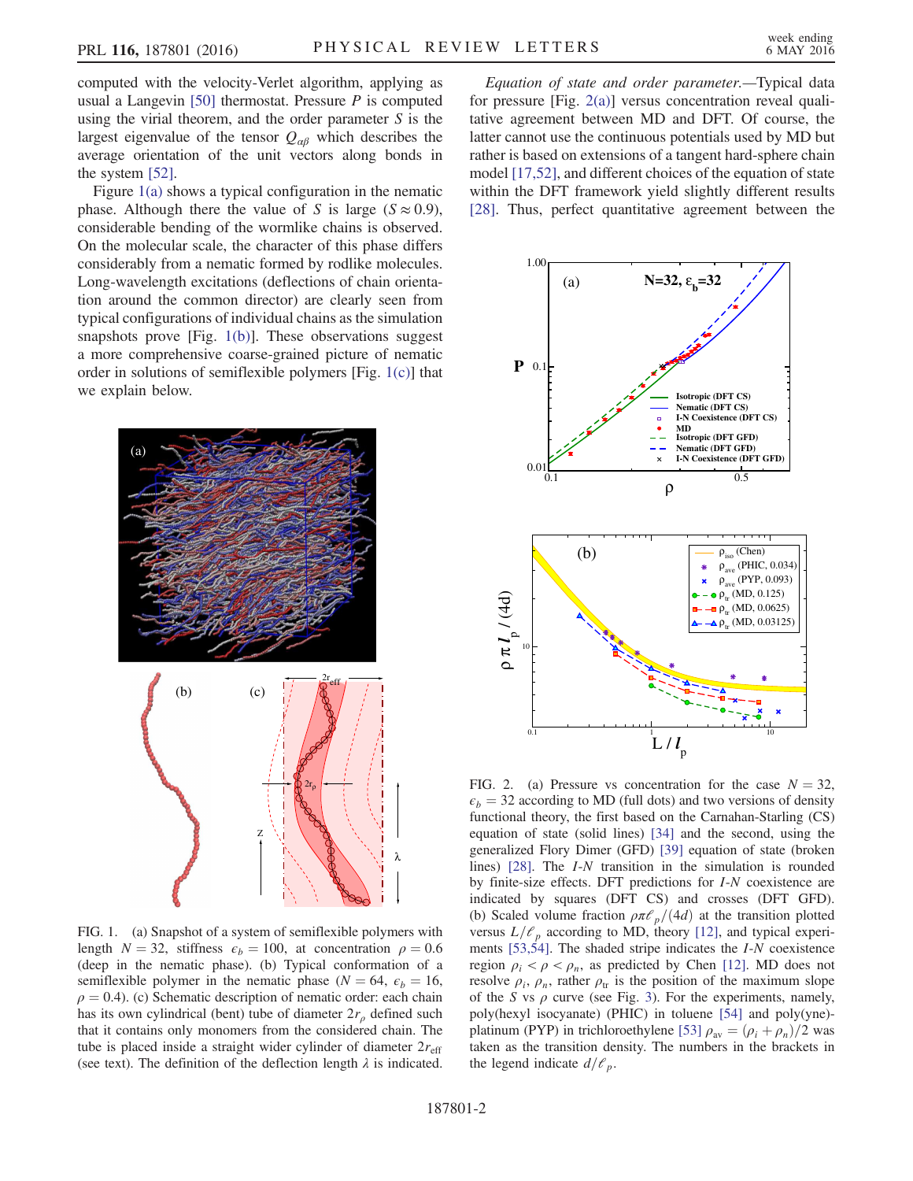computed with the velocity-Verlet algorithm, applying as usual a Langevin [50] thermostat. Pressure $P$ is computed using the virial theorem, and the order parameter $S$ is the largest eigenvalue of the tensor $Q_{\alpha\beta}$ which describes the average orientation of the unit vectors along bonds in the system [52].

Figure 1(a) shows a typical configuration in the nematic phase. Although there the value of $S$ is large ($S \approx 0.9$), considerable bending of the wormlike chains is observed. On the molecular scale, the character of this phase differs considerably from a nematic formed by rodlike molecules. Long-wavelength excitations (deflections of chain orientation around the common director) are clearly seen from typical configurations of individual chains as the simulation snapshots prove [Fig. 1(b)]. These observations suggest a more comprehensive coarse-grained picture of nematic order in solutions of semiflexible polymers [Fig. 1(c)] that we explain below.

FIG. 1. (a) Snapshot of a system of semiflexible polymers with length $N = 32$, stiffness $\epsilon_b = 100$, at concentration $\rho = 0.6$ (deep in the nematic phase). (b) Typical conformation of a semiflexible polymer in the nematic phase ($N = 64$, $\epsilon_b = 16$, $\rho = 0.4$). (c) Schematic description of nematic order: each chain has its own cylindrical (bent) tube of diameter $2r_\rho$ defined such that it contains only monomers from the considered chain. The tube is placed inside a straight wider cylinder of diameter $2r_{\text{eff}}$ (see text). The definition of the deflection length $\lambda$ is indicated.

*Equation of state and order parameter.*—Typical data for pressure [Fig. 2(a)] versus concentration reveal qualitative agreement between MD and DFT. Of course, the latter cannot use the continuous potentials used by MD but rather is based on extensions of a tangent hard-sphere chain model [17,52], and different choices of the equation of state within the DFT framework yield slightly different results [28]. Thus, perfect quantitative agreement between the

FIG. 2. (a) Pressure vs concentration for the case $N = 32$, $\epsilon_b = 32$ according to MD (full dots) and two versions of density functional theory, the first based on the Carnahan-Starling (CS) equation of state (solid lines) [34] and the second, using the generalized Flory Dimer (GFD) [39] equation of state (broken lines) [28]. The $I$-$N$ transition in the simulation is rounded by finite-size effects. DFT predictions for $I$-$N$ coexistence are indicated by squares (DFT CS) and crosses (DFT GFD). (b) Scaled volume fraction $\rho\pi\ell_p/(4d)$ at the transition plotted versus $L/\ell_p$ according to MD, theory [12], and typical experiments [53,54]. The shaded stripe indicates the $I$-$N$ coexistence region $\rho_i < \rho < \rho_n$, as predicted by Chen [12]. MD does not resolve $\rho_i$, $\rho_n$, rather $\rho_{\text{tr}}$ is the position of the maximum slope of the $S$ vs $\rho$ curve (see Fig. 3). For the experiments, namely, poly(hexyl isocyanate) (PHIC) in toluene [54] and poly(yne)-platinum (PYP) in trichloroethylene [53] $\rho_{\text{av}} = (\rho_i + \rho_n)/2$ was taken as the transition density. The numbers in the brackets in the legend indicate $d/\ell_p$.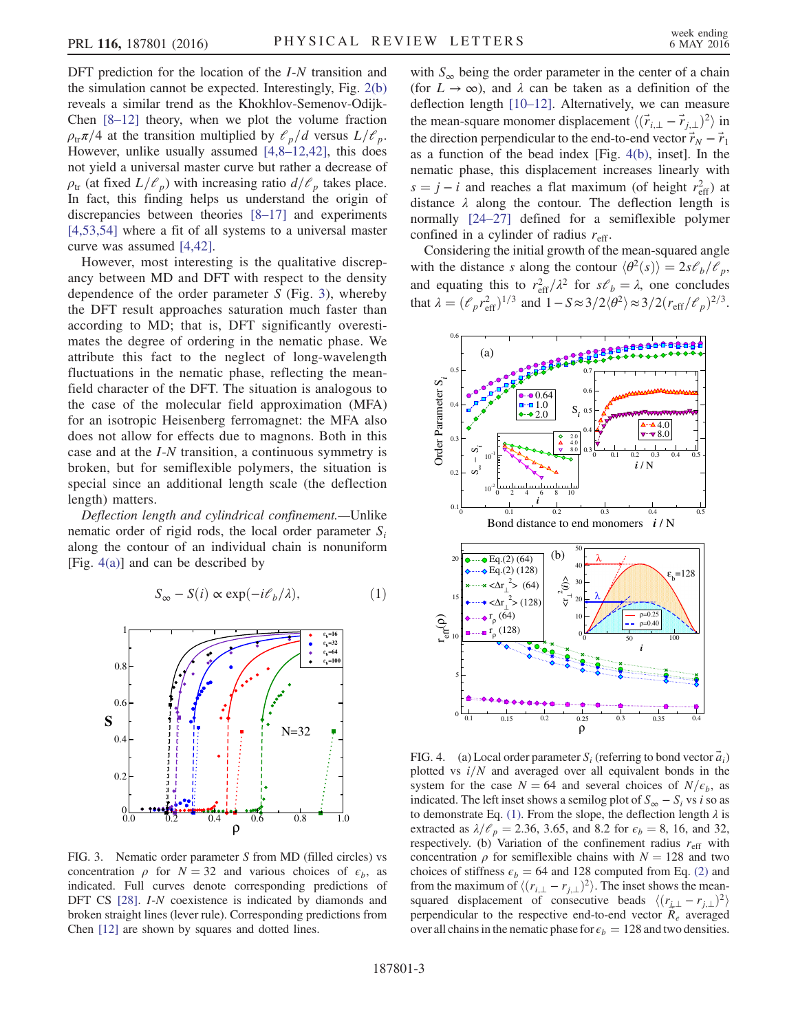DFT prediction for the location of the $I$-$N$ transition and the simulation cannot be expected. Interestingly, Fig. 2(b) reveals a similar trend as the Khokhlov-Semenov-Odijk-Chen [8–12] theory, when we plot the volume fraction $\rho_{\rm tr}\pi/4$ at the transition multiplied by $\ell_p/d$ versus $L/\ell_p$. However, unlike usually assumed [4,8–12,42], this does not yield a universal master curve but rather a decrease of $\rho_{\rm tr}$ (at fixed $L/\ell_p$) with increasing ratio $d/\ell_p$ takes place. In fact, this finding helps us understand the origin of discrepancies between theories [8–17] and experiments [4,53,54] where a fit of all systems to a universal master curve was assumed [4,42].

However, most interesting is the qualitative discrepancy between MD and DFT with respect to the density dependence of the order parameter $S$ (Fig. 3), whereby the DFT result approaches saturation much faster than according to MD; that is, DFT significantly overestimates the degree of ordering in the nematic phase. We attribute this fact to the neglect of long-wavelength fluctuations in the nematic phase, reflecting the mean-field character of the DFT. The situation is analogous to the case of the molecular field approximation (MFA) for an isotropic Heisenberg ferromagnet: the MFA also does not allow for effects due to magnons. Both in this case and at the $I$-$N$ transition, a continuous symmetry is broken, but for semiflexible polymers, the situation is special since an additional length scale (the deflection length) matters.

*Deflection length and cylindrical confinement.*—Unlike nematic order of rigid rods, the local order parameter $S_i$ along the contour of an individual chain is nonuniform [Fig. 4(a)] and can be described by

$$S_\infty - S(i) \propto \exp(-i\ell_b/\lambda), \qquad (1)$$

FIG. 3. Nematic order parameter $S$ from MD (filled circles) vs concentration $\rho$ for $N = 32$ and various choices of $\epsilon_b$, as indicated. Full curves denote corresponding predictions of DFT CS [28]. $I$-$N$ coexistence is indicated by diamonds and broken straight lines (lever rule). Corresponding predictions from Chen [12] are shown by squares and dotted lines.

with $S_\infty$ being the order parameter in the center of a chain (for $L \to \infty$), and $\lambda$ can be taken as a definition of the deflection length [10–12]. Alternatively, we can measure the mean-square monomer displacement $\langle(\vec{r}_{i,\perp} - \vec{r}_{j,\perp})^2\rangle$ in the direction perpendicular to the end-to-end vector $\vec{r}_N - \vec{r}_1$ as a function of the bead index [Fig. 4(b), inset]. In the nematic phase, this displacement increases linearly with $s = j - i$ and reaches a flat maximum (of height $r_{\rm eff}^2$) at distance $\lambda$ along the contour. The deflection length is normally [24–27] defined for a semiflexible polymer confined in a cylinder of radius $r_{\rm eff}$.

Considering the initial growth of the mean-squared angle with the distance $s$ along the contour $\langle\theta^2(s)\rangle = 2s\ell_b/\ell_p$, and equating this to $r_{\rm eff}^2/\lambda^2$ for $s\ell_b = \lambda$, one concludes that $\lambda = (\ell_p r_{\rm eff}^2)^{1/3}$ and $1 - S \approx 3/2\langle\theta^2\rangle \approx 3/2(r_{\rm eff}/\ell_p)^{2/3}$.

FIG. 4. (a) Local order parameter $S_i$ (referring to bond vector $\vec{a}_i$) plotted vs $i/N$ and averaged over all equivalent bonds in the system for the case $N = 64$ and several choices of $N/\epsilon_b$, as indicated. The left inset shows a semilog plot of $S_\infty - S_i$ vs $i$ so as to demonstrate Eq. (1). From the slope, the deflection length $\lambda$ is extracted as $\lambda/\ell_p = 2.36$, 3.65, and 8.2 for $\epsilon_b = 8$, 16, and 32, respectively. (b) Variation of the confinement radius $r_{\rm eff}$ with concentration $\rho$ for semiflexible chains with $N = 128$ and two choices of stiffness $\epsilon_b = 64$ and 128 computed from Eq. (2) and from the maximum of $\langle(r_{i,\perp} - r_{j,\perp})^2\rangle$. The inset shows the mean-squared displacement of consecutive beads $\langle(r_{i,\perp} - r_{j,\perp})^2\rangle$ perpendicular to the respective end-to-end vector $R_e$ averaged over all chains in the nematic phase for $\epsilon_b = 128$ and two densities.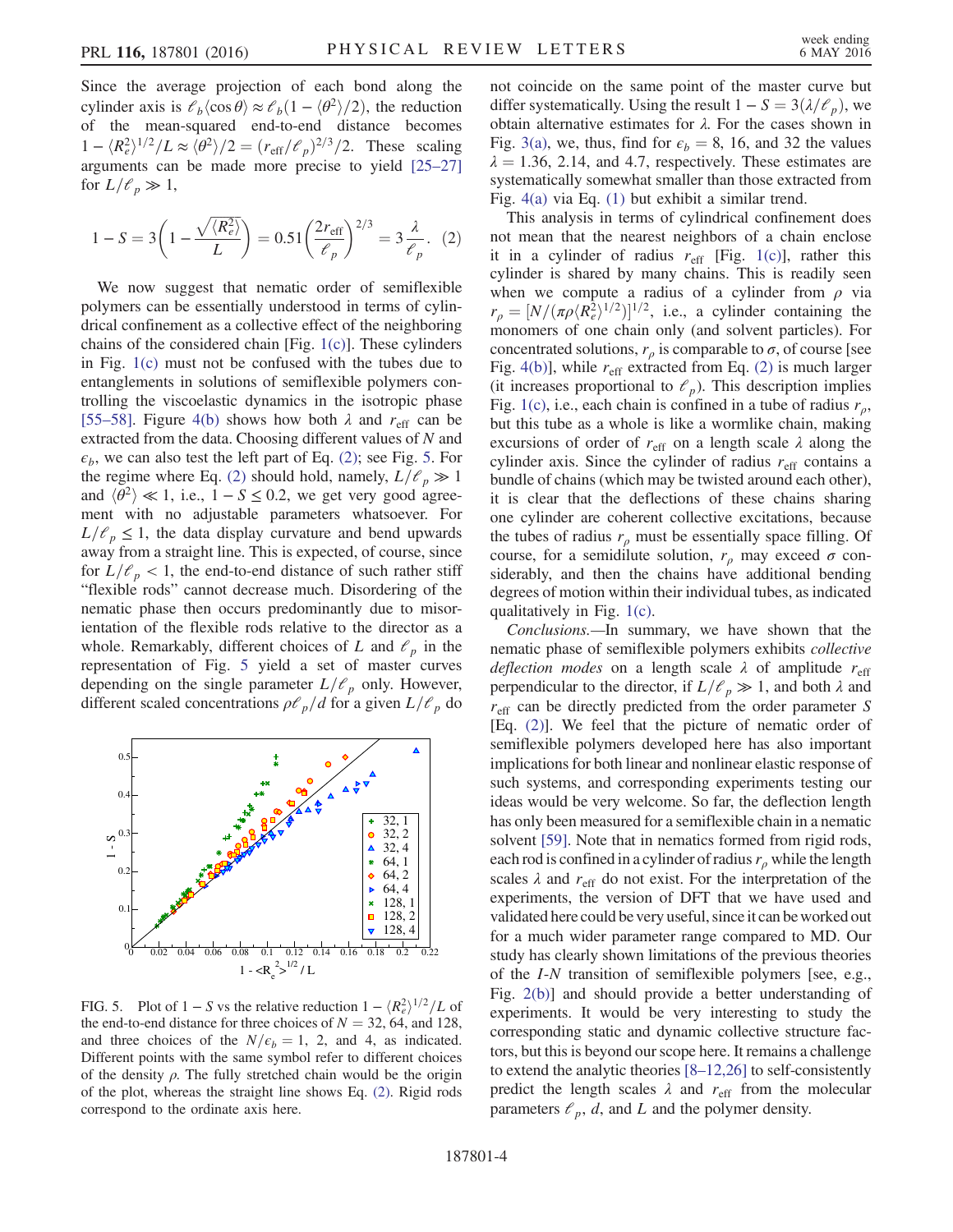Since the average projection of each bond along the cylinder axis is $\ell_b\langle\cos\theta\rangle \approx \ell_b(1-\langle\theta^2\rangle/2)$, the reduction of the mean-squared end-to-end distance becomes $1-\langle R_e^2\rangle^{1/2}/L \approx \langle\theta^2\rangle/2 = (r_{\rm eff}/\ell_p)^{2/3}/2$. These scaling arguments can be made more precise to yield [25–27] for $L/\ell_p \gg 1$,

$$1-S = 3\left(1-\frac{\sqrt{\langle R_e^2\rangle}}{L}\right) = 0.51\left(\frac{2r_{\rm eff}}{\ell_p}\right)^{2/3} = 3\frac{\lambda}{\ell_p}. \quad (2)$$

We now suggest that nematic order of semiflexible polymers can be essentially understood in terms of cylindrical confinement as a collective effect of the neighboring chains of the considered chain [Fig. 1(c)]. These cylinders in Fig. 1(c) must not be confused with the tubes due to entanglements in solutions of semiflexible polymers controlling the viscoelastic dynamics in the isotropic phase [55–58]. Figure 4(b) shows how both $\lambda$ and $r_{\rm eff}$ can be extracted from the data. Choosing different values of $N$ and $\epsilon_b$, we can also test the left part of Eq. (2); see Fig. 5. For the regime where Eq. (2) should hold, namely, $L/\ell_p \gg 1$ and $\langle\theta^2\rangle \ll 1$, i.e., $1-S \leq 0.2$, we get very good agreement with no adjustable parameters whatsoever. For $L/\ell_p \leq 1$, the data display curvature and bend upwards away from a straight line. This is expected, of course, since for $L/\ell_p < 1$, the end-to-end distance of such rather stiff "flexible rods" cannot decrease much. Disordering of the nematic phase then occurs predominantly due to misorientation of the flexible rods relative to the director as a whole. Remarkably, different choices of $L$ and $\ell_p$ in the representation of Fig. 5 yield a set of master curves depending on the single parameter $L/\ell_p$ only. However, different scaled concentrations $\rho\ell_p/d$ for a given $L/\ell_p$ do not coincide on the same point of the master curve but differ systematically. Using the result $1-S = 3(\lambda/\ell_p)$, we obtain alternative estimates for $\lambda$. For the cases shown in Fig. 3(a), we, thus, find for $\epsilon_b = 8$, 16, and 32 the values $\lambda = 1.36$, 2.14, and 4.7, respectively. These estimates are systematically somewhat smaller than those extracted from Fig. 4(a) via Eq. (1) but exhibit a similar trend.

FIG. 5. Plot of $1-S$ vs the relative reduction $1-\langle R_e^2\rangle^{1/2}/L$ of the end-to-end distance for three choices of $N = 32$, 64, and 128, and three choices of the $N/\epsilon_b = 1$, 2, and 4, as indicated. Different points with the same symbol refer to different choices of the density $\rho$. The fully stretched chain would be the origin of the plot, whereas the straight line shows Eq. (2). Rigid rods correspond to the ordinate axis here.

This analysis in terms of cylindrical confinement does not mean that the nearest neighbors of a chain enclose it in a cylinder of radius $r_{\rm eff}$ [Fig. 1(c)], rather this cylinder is shared by many chains. This is readily seen when we compute a radius of a cylinder from $\rho$ via $r_\rho = [N/(\pi\rho\langle R_e^2\rangle^{1/2})]^{1/2}$, i.e., a cylinder containing the monomers of one chain only (and solvent particles). For concentrated solutions, $r_\rho$ is comparable to $\sigma$, of course [see Fig. 4(b)], while $r_{\rm eff}$ extracted from Eq. (2) is much larger (it increases proportional to $\ell_p$). This description implies Fig. 1(c), i.e., each chain is confined in a tube of radius $r_\rho$, but this tube as a whole is like a wormlike chain, making excursions of order of $r_{\rm eff}$ on a length scale $\lambda$ along the cylinder axis. Since the cylinder of radius $r_{\rm eff}$ contains a bundle of chains (which may be twisted around each other), it is clear that the deflections of these chains sharing one cylinder are coherent collective excitations, because the tubes of radius $r_\rho$ must be essentially space filling. Of course, for a semidilute solution, $r_\rho$ may exceed $\sigma$ considerably, and then the chains have additional bending degrees of motion within their individual tubes, as indicated qualitatively in Fig. 1(c).

*Conclusions.*—In summary, we have shown that the nematic phase of semiflexible polymers exhibits *collective deflection modes* on a length scale $\lambda$ of amplitude $r_{\rm eff}$ perpendicular to the director, if $L/\ell_p \gg 1$, and both $\lambda$ and $r_{\rm eff}$ can be directly predicted from the order parameter $S$ [Eq. (2)]. We feel that the picture of nematic order of semiflexible polymers developed here has also important implications for both linear and nonlinear elastic response of such systems, and corresponding experiments testing our ideas would be very welcome. So far, the deflection length has only been measured for a semiflexible chain in a nematic solvent [59]. Note that in nematics formed from rigid rods, each rod is confined in a cylinder of radius $r_\rho$ while the length scales $\lambda$ and $r_{\rm eff}$ do not exist. For the interpretation of the experiments, the version of DFT that we have used and validated here could be very useful, since it can be worked out for a much wider parameter range compared to MD. Our study has clearly shown limitations of the previous theories of the *I-N* transition of semiflexible polymers [see, e.g., Fig. 2(b)] and should provide a better understanding of experiments. It would be very interesting to study the corresponding static and dynamic collective structure factors, but this is beyond our scope here. It remains a challenge to extend the analytic theories [8–12,26] to self-consistently predict the length scales $\lambda$ and $r_{\rm eff}$ from the molecular parameters $\ell_p$, $d$, and $L$ and the polymer density.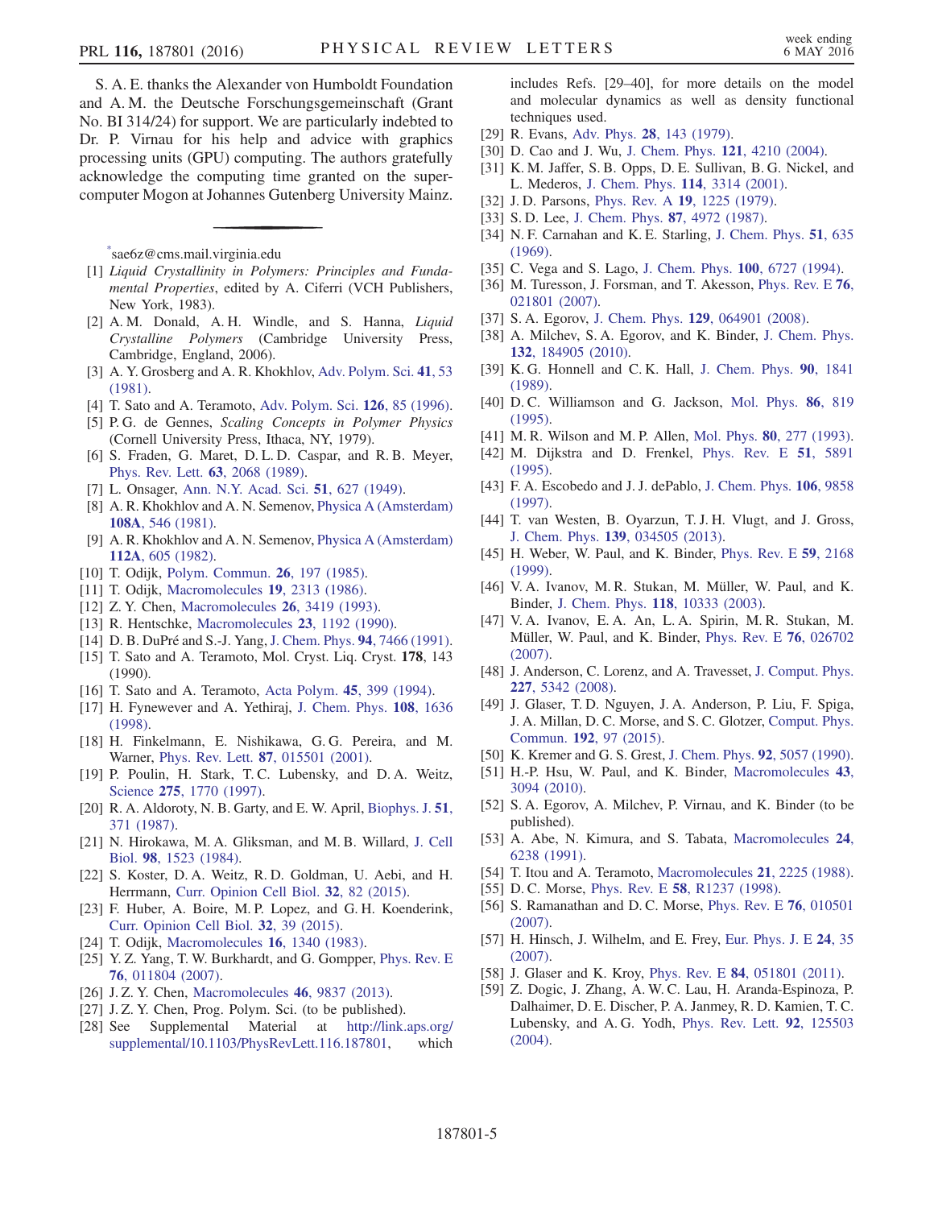S. A. E. thanks the Alexander von Humboldt Foundation and A. M. the Deutsche Forschungsgemeinschaft (Grant No. BI 314/24) for support. We are particularly indebted to Dr. P. Virnau for his help and advice with graphics processing units (GPU) computing. The authors gratefully acknowledge the computing time granted on the supercomputer Mogon at Johannes Gutenberg University Mainz.

---

*sae6z@cms.mail.virginia.edu

[1] *Liquid Crystallinity in Polymers: Principles and Fundamental Properties*, edited by A. Ciferri (VCH Publishers, New York, 1983).

[2] A. M. Donald, A. H. Windle, and S. Hanna, *Liquid Crystalline Polymers* (Cambridge University Press, Cambridge, England, 2006).

[3] A. Y. Grosberg and A. R. Khokhlov, Adv. Polym. Sci. **41**, 53 (1981).

[4] T. Sato and A. Teramoto, Adv. Polym. Sci. **126**, 85 (1996).

[5] P. G. de Gennes, *Scaling Concepts in Polymer Physics* (Cornell University Press, Ithaca, NY, 1979).

[6] S. Fraden, G. Maret, D. L. D. Caspar, and R. B. Meyer, Phys. Rev. Lett. **63**, 2068 (1989).

[7] L. Onsager, Ann. N.Y. Acad. Sci. **51**, 627 (1949).

[8] A. R. Khokhlov and A. N. Semenov, Physica A (Amsterdam) **108A**, 546 (1981).

[9] A. R. Khokhlov and A. N. Semenov, Physica A (Amsterdam) **112A**, 605 (1982).

[10] T. Odijk, Polym. Commun. **26**, 197 (1985).

[11] T. Odijk, Macromolecules **19**, 2313 (1986).

[12] Z. Y. Chen, Macromolecules **26**, 3419 (1993).

[13] R. Hentschke, Macromolecules **23**, 1192 (1990).

[14] D. B. DuPré and S.-J. Yang, J. Chem. Phys. **94**, 7466 (1991).

[15] T. Sato and A. Teramoto, Mol. Cryst. Liq. Cryst. **178**, 143 (1990).

[16] T. Sato and A. Teramoto, Acta Polym. **45**, 399 (1994).

[17] H. Fynewever and A. Yethiraj, J. Chem. Phys. **108**, 1636 (1998).

[18] H. Finkelmann, E. Nishikawa, G. G. Pereira, and M. Warner, Phys. Rev. Lett. **87**, 015501 (2001).

[19] P. Poulin, H. Stark, T. C. Lubensky, and D. A. Weitz, Science **275**, 1770 (1997).

[20] R. A. Aldoroty, N. B. Garty, and E. W. April, Biophys. J. **51**, 371 (1987).

[21] N. Hirokawa, M. A. Gliksman, and M. B. Willard, J. Cell Biol. **98**, 1523 (1984).

[22] S. Koster, D. A. Weitz, R. D. Goldman, U. Aebi, and H. Herrmann, Curr. Opinion Cell Biol. **32**, 82 (2015).

[23] F. Huber, A. Boire, M. P. Lopez, and G. H. Koenderink, Curr. Opinion Cell Biol. **32**, 39 (2015).

[24] T. Odijk, Macromolecules **16**, 1340 (1983).

[25] Y. Z. Yang, T. W. Burkhardt, and G. Gompper, Phys. Rev. E **76**, 011804 (2007).

[26] J. Z. Y. Chen, Macromolecules **46**, 9837 (2013).

[27] J. Z. Y. Chen, Prog. Polym. Sci. (to be published).

[28] See Supplemental Material at http://link.aps.org/supplemental/10.1103/PhysRevLett.116.187801, which includes Refs. [29–40], for more details on the model and molecular dynamics as well as density functional techniques used.

[29] R. Evans, Adv. Phys. **28**, 143 (1979).

[30] D. Cao and J. Wu, J. Chem. Phys. **121**, 4210 (2004).

[31] K. M. Jaffer, S. B. Opps, D. E. Sullivan, B. G. Nickel, and L. Mederos, J. Chem. Phys. **114**, 3314 (2001).

[32] J. D. Parsons, Phys. Rev. A **19**, 1225 (1979).

[33] S. D. Lee, J. Chem. Phys. **87**, 4972 (1987).

[34] N. F. Carnahan and K. E. Starling, J. Chem. Phys. **51**, 635 (1969).

[35] C. Vega and S. Lago, J. Chem. Phys. **100**, 6727 (1994).

[36] M. Turesson, J. Forsman, and T. Akesson, Phys. Rev. E **76**, 021801 (2007).

[37] S. A. Egorov, J. Chem. Phys. **129**, 064901 (2008).

[38] A. Milchev, S. A. Egorov, and K. Binder, J. Chem. Phys. **132**, 184905 (2010).

[39] K. G. Honnell and C. K. Hall, J. Chem. Phys. **90**, 1841 (1989).

[40] D. C. Williamson and G. Jackson, Mol. Phys. **86**, 819 (1995).

[41] M. R. Wilson and M. P. Allen, Mol. Phys. **80**, 277 (1993).

[42] M. Dijkstra and D. Frenkel, Phys. Rev. E **51**, 5891 (1995).

[43] F. A. Escobedo and J. J. dePablo, J. Chem. Phys. **106**, 9858 (1997).

[44] T. van Westen, B. Oyarzun, T. J. H. Vlugt, and J. Gross, J. Chem. Phys. **139**, 034505 (2013).

[45] H. Weber, W. Paul, and K. Binder, Phys. Rev. E **59**, 2168 (1999).

[46] V. A. Ivanov, M. R. Stukan, M. Müller, W. Paul, and K. Binder, J. Chem. Phys. **118**, 10333 (2003).

[47] V. A. Ivanov, E. A. An, L. A. Spirin, M. R. Stukan, M. Müller, W. Paul, and K. Binder, Phys. Rev. E **76**, 026702 (2007).

[48] J. Anderson, C. Lorenz, and A. Travesset, J. Comput. Phys. **227**, 5342 (2008).

[49] J. Glaser, T. D. Nguyen, J. A. Anderson, P. Liu, F. Spiga, J. A. Millan, D. C. Morse, and S. C. Glotzer, Comput. Phys. Commun. **192**, 97 (2015).

[50] K. Kremer and G. S. Grest, J. Chem. Phys. **92**, 5057 (1990).

[51] H.-P. Hsu, W. Paul, and K. Binder, Macromolecules **43**, 3094 (2010).

[52] S. A. Egorov, A. Milchev, P. Virnau, and K. Binder (to be published).

[53] A. Abe, N. Kimura, and S. Tabata, Macromolecules **24**, 6238 (1991).

[54] T. Itou and A. Teramoto, Macromolecules **21**, 2225 (1988).

[55] D. C. Morse, Phys. Rev. E **58**, R1237 (1998).

[56] S. Ramanathan and D. C. Morse, Phys. Rev. E **76**, 010501 (2007).

[57] H. Hinsch, J. Wilhelm, and E. Frey, Eur. Phys. J. E **24**, 35 (2007).

[58] J. Glaser and K. Kroy, Phys. Rev. E **84**, 051801 (2011).

[59] Z. Dogic, J. Zhang, A. W. C. Lau, H. Aranda-Espinoza, P. Dalhaimer, D. E. Discher, P. A. Janmey, R. D. Kamien, T. C. Lubensky, and A. G. Yodh, Phys. Rev. Lett. **92**, 125503 (2004).